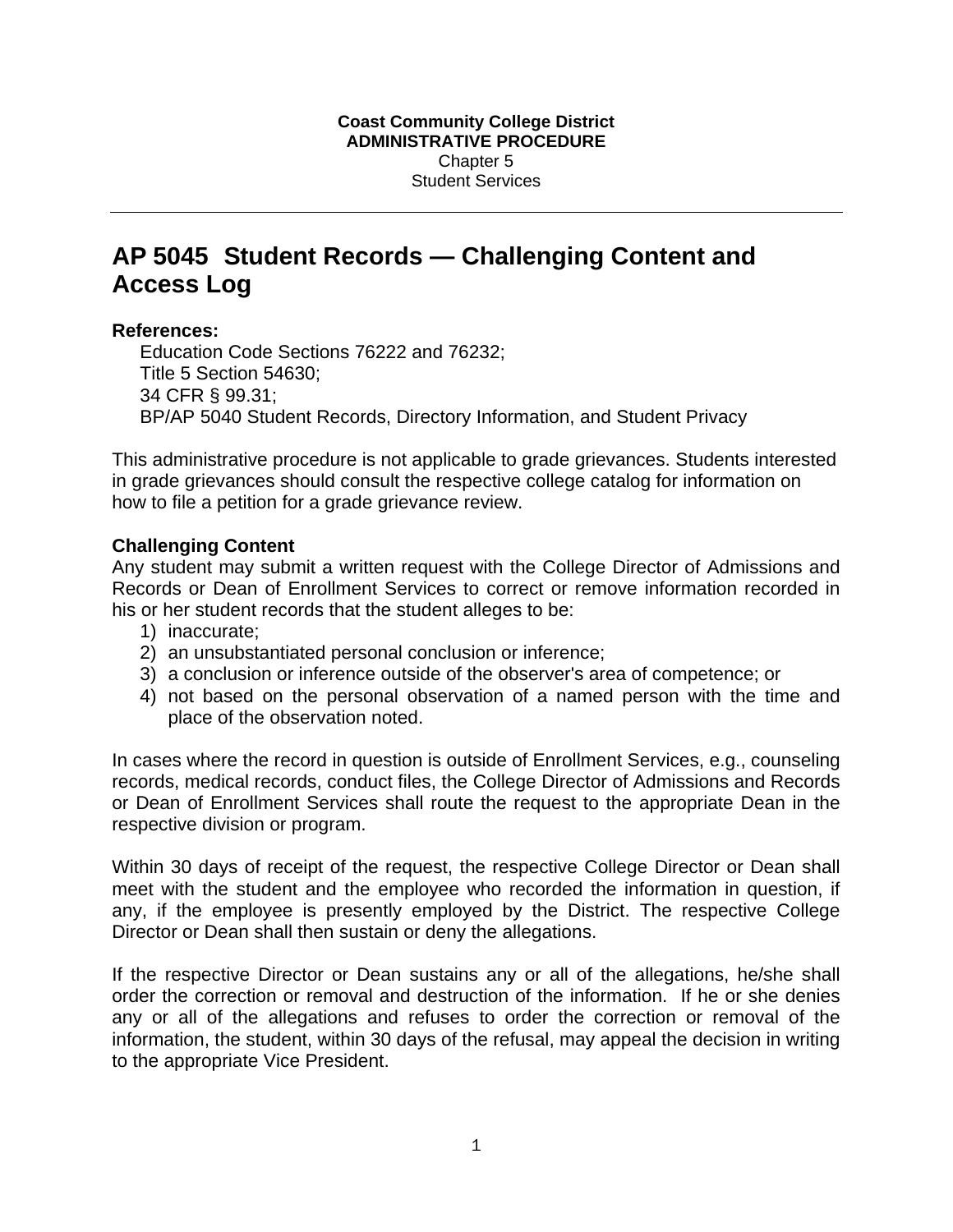**Coast Community College District**
**ADMINISTRATIVE PROCEDURE**
Chapter 5
Student Services

---

# AP 5045 Student Records — Challenging Content and Access Log

**References:**

Education Code Sections 76222 and 76232;
Title 5 Section 54630;
34 CFR § 99.31;
BP/AP 5040 Student Records, Directory Information, and Student Privacy

This administrative procedure is not applicable to grade grievances. Students interested in grade grievances should consult the respective college catalog for information on how to file a petition for a grade grievance review.

**Challenging Content**

Any student may submit a written request with the College Director of Admissions and Records or Dean of Enrollment Services to correct or remove information recorded in his or her student records that the student alleges to be:

1) inaccurate;
2) an unsubstantiated personal conclusion or inference;
3) a conclusion or inference outside of the observer's area of competence; or
4) not based on the personal observation of a named person with the time and place of the observation noted.

In cases where the record in question is outside of Enrollment Services, e.g., counseling records, medical records, conduct files, the College Director of Admissions and Records or Dean of Enrollment Services shall route the request to the appropriate Dean in the respective division or program.

Within 30 days of receipt of the request, the respective College Director or Dean shall meet with the student and the employee who recorded the information in question, if any, if the employee is presently employed by the District. The respective College Director or Dean shall then sustain or deny the allegations.

If the respective Director or Dean sustains any or all of the allegations, he/she shall order the correction or removal and destruction of the information. If he or she denies any or all of the allegations and refuses to order the correction or removal of the information, the student, within 30 days of the refusal, may appeal the decision in writing to the appropriate Vice President.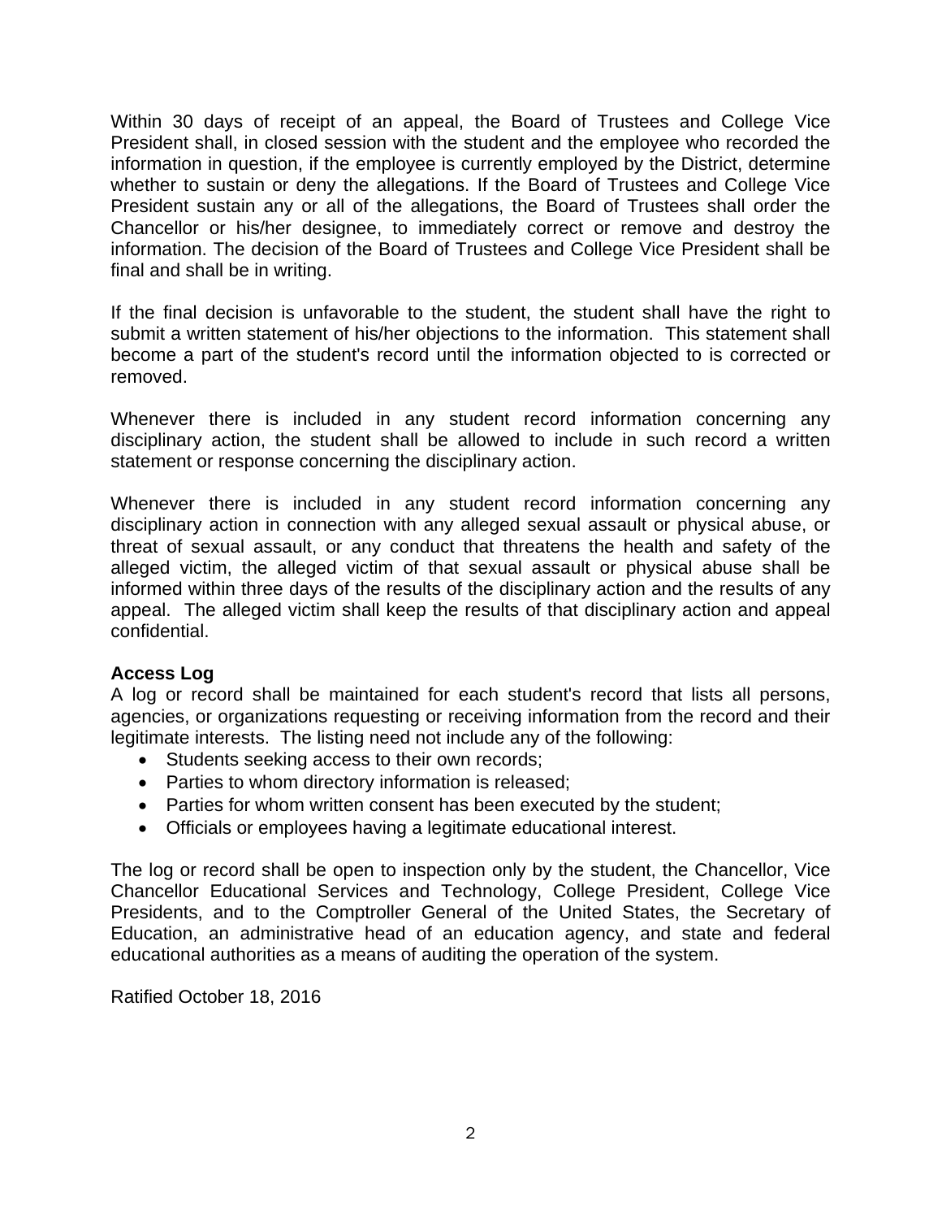Within 30 days of receipt of an appeal, the Board of Trustees and College Vice President shall, in closed session with the student and the employee who recorded the information in question, if the employee is currently employed by the District, determine whether to sustain or deny the allegations. If the Board of Trustees and College Vice President sustain any or all of the allegations, the Board of Trustees shall order the Chancellor or his/her designee, to immediately correct or remove and destroy the information. The decision of the Board of Trustees and College Vice President shall be final and shall be in writing.

If the final decision is unfavorable to the student, the student shall have the right to submit a written statement of his/her objections to the information. This statement shall become a part of the student's record until the information objected to is corrected or removed.

Whenever there is included in any student record information concerning any disciplinary action, the student shall be allowed to include in such record a written statement or response concerning the disciplinary action.

Whenever there is included in any student record information concerning any disciplinary action in connection with any alleged sexual assault or physical abuse, or threat of sexual assault, or any conduct that threatens the health and safety of the alleged victim, the alleged victim of that sexual assault or physical abuse shall be informed within three days of the results of the disciplinary action and the results of any appeal. The alleged victim shall keep the results of that disciplinary action and appeal confidential.

**Access Log**

A log or record shall be maintained for each student's record that lists all persons, agencies, or organizations requesting or receiving information from the record and their legitimate interests. The listing need not include any of the following:

- Students seeking access to their own records;
- Parties to whom directory information is released;
- Parties for whom written consent has been executed by the student;
- Officials or employees having a legitimate educational interest.

The log or record shall be open to inspection only by the student, the Chancellor, Vice Chancellor Educational Services and Technology, College President, College Vice Presidents, and to the Comptroller General of the United States, the Secretary of Education, an administrative head of an education agency, and state and federal educational authorities as a means of auditing the operation of the system.

Ratified October 18, 2016